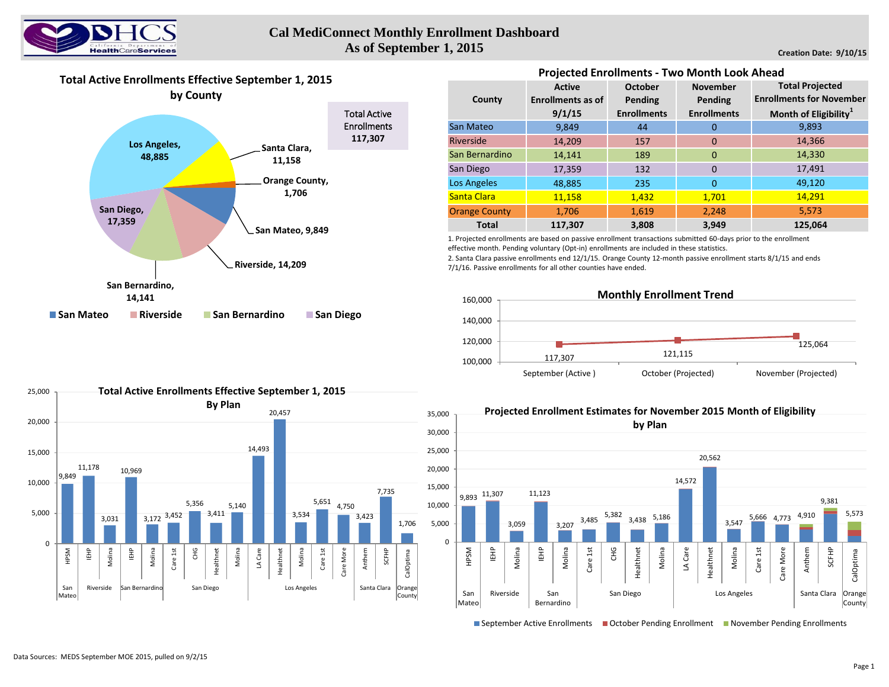# Cal MediConnect Monthly Enrollment Dashboard
## As of September 1, 2015

Creation Date: 9/10/15

## Total Active Enrollments Effective September 1, 2015 by County

Total Active Enrollments 117,307

| County | Enrollments |
|---|---|
| Los Angeles | 48,885 |
| Santa Clara | 11,158 |
| Orange County | 1,706 |
| San Mateo | 9,849 |
| Riverside | 14,209 |
| San Bernardino | 14,141 |
| San Diego | 17,359 |

## Projected Enrollments - Two Month Look Ahead

| County | Active Enrollments as of 9/1/15 | October Pending Enrollments | November Pending Enrollments | Total Projected Enrollments for November Month of Eligibility[1] |
|---|---|---|---|---|
| San Mateo | 9,849 | 44 | 0 | 9,893 |
| Riverside | 14,209 | 157 | 0 | 14,366 |
| San Bernardino | 14,141 | 189 | 0 | 14,330 |
| San Diego | 17,359 | 132 | 0 | 17,491 |
| Los Angeles | 48,885 | 235 | 0 | 49,120 |
| Santa Clara | 11,158 | 1,432 | 1,701 | 14,291 |
| Orange County | 1,706 | 1,619 | 2,248 | 5,573 |
| **Total** | **117,307** | **3,808** | **3,949** | **125,064** |

1. Projected enrollments are based on passive enrollment transactions submitted 60-days prior to the enrollment effective month. Pending voluntary (Opt-in) enrollments are included in these statistics.
2. Santa Clara passive enrollments end 12/1/15. Orange County 12-month passive enrollment starts 8/1/15 and ends 7/1/16. Passive enrollments for all other counties have ended.

## Monthly Enrollment Trend

| Month | Enrollment |
|---|---|
| September (Active ) | 117,307 |
| October (Projected) | 121,115 |
| November (Projected) | 125,064 |

## Total Active Enrollments Effective September 1, 2015 By Plan

| County | Plan | Enrollments |
|---|---|---|
| San Mateo | HPSM | 9,849 |
| Riverside | IEHP | 11,178 |
| Riverside | Molina | 3,031 |
| San Bernardino | IEHP | 10,969 |
| San Bernardino | Molina | 3,172 |
| San Diego | Care 1st | 3,452 |
| San Diego | CHG | 5,356 |
| San Diego | Healthnet | 3,411 |
| San Diego | Molina | 5,140 |
| Los Angeles | LA Care | 14,493 |
| Los Angeles | Healthnet | 20,457 |
| Los Angeles | Molina | 3,534 |
| Los Angeles | Care 1st | 5,651 |
| Los Angeles | Care More | 4,750 |
| Santa Clara | Anthem | 3,423 |
| Santa Clara | SCFHP | 7,735 |
| Orange County | CalOptima | 1,706 |

## Projected Enrollment Estimates for November 2015 Month of Eligibility by Plan

Legend: September Active Enrollments, October Pending Enrollment, November Pending Enrollments

| County | Plan | Projected Enrollments |
|---|---|---|
| San Mateo | HPSM | 9,893 |
| Riverside | IEHP | 11,307 |
| Riverside | Molina | 3,059 |
| San Bernardino | IEHP | 11,123 |
| San Bernardino | Molina | 3,207 |
| San Diego | Care 1st | 3,485 |
| San Diego | CHG | 5,382 |
| San Diego | Healthnet | 3,438 |
| San Diego | Molina | 5,186 |
| Los Angeles | LA Care | 14,572 |
| Los Angeles | Healthnet | 20,562 |
| Los Angeles | Molina | 3,547 |
| Los Angeles | Care 1st | 5,666 |
| Los Angeles | Care More | 4,773 |
| Santa Clara | Anthem | 4,910 |
| Santa Clara | SCFHP | 9,381 |
| Orange County | CalOptima | 5,573 |

Data Sources: MEDS September MOE 2015, pulled on 9/2/15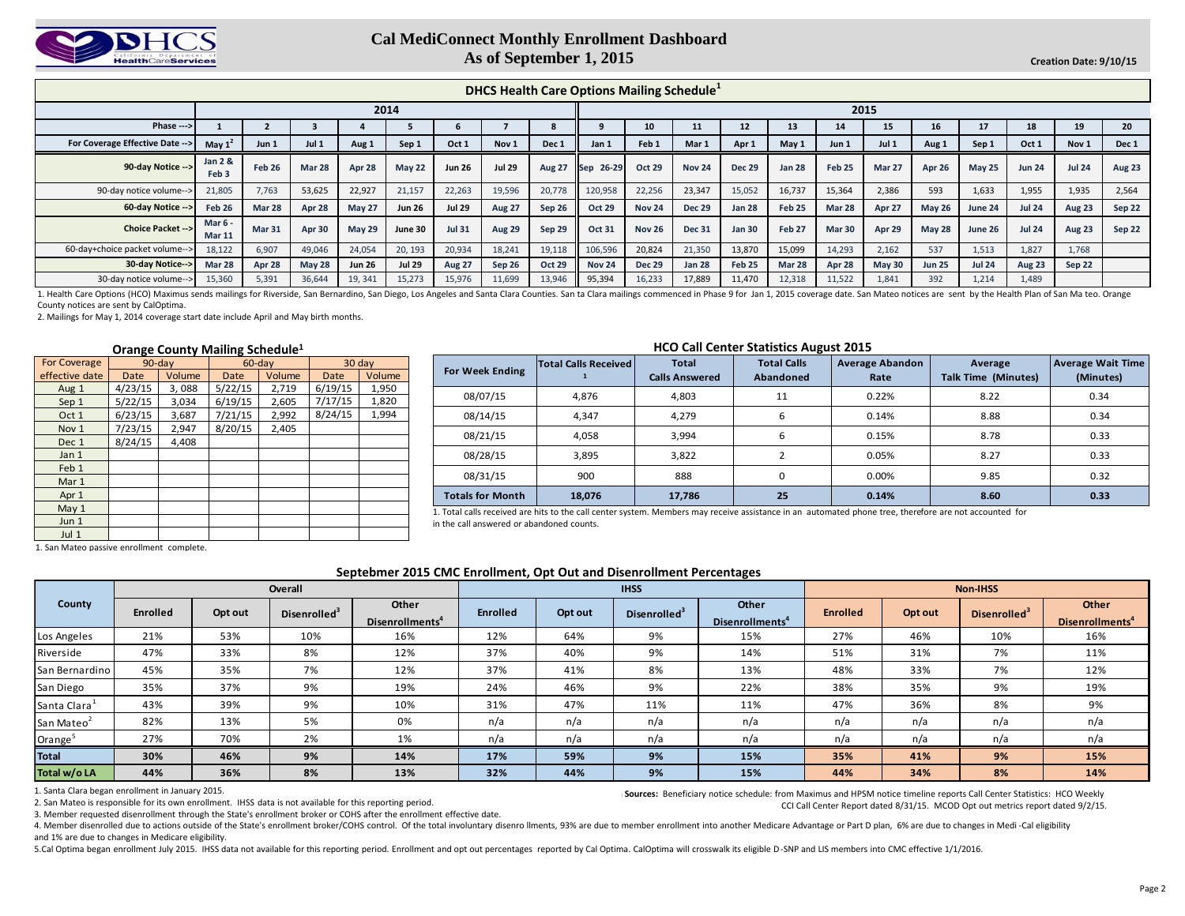# Cal MediConnect Monthly Enrollment Dashboard
## As of September 1, 2015

Creation Date: 9/10/15

### DHCS Health Care Options Mailing Schedule[1]

| | 2014 | | | | | | | | 2015 | | | | | | | | | | | |
|---|---|---|---|---|---|---|---|---|---|---|---|---|---|---|---|---|---|---|---|---|
| Phase ---> | 1 | 2 | 3 | 4 | 5 | 6 | 7 | 8 | 9 | 10 | 11 | 12 | 13 | 14 | 15 | 16 | 17 | 18 | 19 | 20 |
| For Coverage Effective Date --> | May 1[2] | Jun 1 | Jul 1 | Aug 1 | Sep 1 | Oct 1 | Nov 1 | Dec 1 | Jan 1 | Feb 1 | Mar 1 | Apr 1 | May 1 | Jun 1 | Jul 1 | Aug 1 | Sep 1 | Oct 1 | Nov 1 | Dec 1 |
| 90-day Notice --> | Jan 2 & Feb 3 | Feb 26 | Mar 28 | Apr 28 | May 22 | Jun 26 | Jul 29 | Aug 27 | Sep 26-29 | Oct 29 | Nov 24 | Dec 29 | Jan 28 | Feb 25 | Mar 27 | Apr 26 | May 25 | Jun 24 | Jul 24 | Aug 23 |
| 90-day notice volume--> | 21,805 | 7,763 | 53,625 | 22,927 | 21,157 | 22,263 | 19,596 | 20,778 | 120,958 | 22,256 | 23,347 | 15,052 | 16,737 | 15,364 | 2,386 | 593 | 1,633 | 1,955 | 1,935 | 2,564 |
| 60-day Notice --> | Feb 26 | Mar 28 | Apr 28 | May 27 | Jun 26 | Jul 29 | Aug 27 | Sep 26 | Oct 29 | Nov 24 | Dec 29 | Jan 28 | Feb 25 | Mar 28 | Apr 27 | May 26 | June 24 | Jul 24 | Aug 23 | Sep 22 |
| Choice Packet --> | Mar 6 - Mar 11 | Mar 31 | Apr 30 | May 29 | June 30 | Jul 31 | Aug 29 | Sep 29 | Oct 31 | Nov 26 | Dec 31 | Jan 30 | Feb 27 | Mar 30 | Apr 29 | May 28 | June 26 | Jul 24 | Aug 23 | Sep 22 |
| 60-day+choice packet volume--> | 18,122 | 6,907 | 49,046 | 24,054 | 20, 193 | 20,934 | 18,241 | 19,118 | 106,596 | 20,824 | 21,350 | 13,870 | 15,099 | 14,293 | 2,162 | 537 | 1,513 | 1,827 | 1,768 | |
| 30-day Notice--> | Mar 28 | Apr 28 | May 28 | Jun 26 | Jul 29 | Aug 27 | Sep 26 | Oct 29 | Nov 24 | Dec 29 | Jan 28 | Feb 25 | Mar 28 | Apr 28 | May 30 | Jun 25 | Jul 24 | Aug 23 | Sep 22 | |
| 30-day notice volume--> | 15,360 | 5,391 | 36,644 | 19, 341 | 15,273 | 15,976 | 11,699 | 13,946 | 95,394 | 16,233 | 17,889 | 11,470 | 12,318 | 11,522 | 1,841 | 392 | 1,214 | 1,489 | | |

1. Health Care Options (HCO) Maximus sends mailings for Riverside, San Bernardino, San Diego, Los Angeles and Santa Clara Counties. San ta Clara mailings commenced in Phase 9 for Jan 1, 2015 coverage date. San Mateo notices are sent by the Health Plan of San Ma teo. Orange County notices are sent by CalOptima.

2. Mailings for May 1, 2014 coverage start date include April and May birth months.

### Orange County Mailing Schedule[1]

| For Coverage | 90-day | | 60-day | | 30 day | |
|---|---|---|---|---|---|---|
| effective date | Date | Volume | Date | Volume | Date | Volume |
| Aug 1 | 4/23/15 | 3, 088 | 5/22/15 | 2,719 | 6/19/15 | 1,950 |
| Sep 1 | 5/22/15 | 3,034 | 6/19/15 | 2,605 | 7/17/15 | 1,820 |
| Oct 1 | 6/23/15 | 3,687 | 7/21/15 | 2,992 | 8/24/15 | 1,994 |
| Nov 1 | 7/23/15 | 2,947 | 8/20/15 | 2,405 | | |
| Dec 1 | 8/24/15 | 4,408 | | | | |
| Jan 1 | | | | | | |
| Feb 1 | | | | | | |
| Mar 1 | | | | | | |
| Apr 1 | | | | | | |
| May 1 | | | | | | |
| Jun 1 | | | | | | |
| Jul 1 | | | | | | |

1. San Mateo passive enrollment complete.

### HCO Call Center Statistics August 2015

| For Week Ending | Total Calls Received[1] | Total Calls Answered | Total Calls Abandoned | Average Abandon Rate | Average Talk Time (Minutes) | Average Wait Time (Minutes) |
|---|---|---|---|---|---|---|
| 08/07/15 | 4,876 | 4,803 | 11 | 0.22% | 8.22 | 0.34 |
| 08/14/15 | 4,347 | 4,279 | 6 | 0.14% | 8.88 | 0.34 |
| 08/21/15 | 4,058 | 3,994 | 6 | 0.15% | 8.78 | 0.33 |
| 08/28/15 | 3,895 | 3,822 | 2 | 0.05% | 8.27 | 0.33 |
| 08/31/15 | 900 | 888 | 0 | 0.00% | 9.85 | 0.32 |
| **Totals for Month** | **18,076** | **17,786** | **25** | **0.14%** | **8.60** | **0.33** |

1. Total calls received are hits to the call center system. Members may receive assistance in an automated phone tree, therefore are not accounted for in the call answered or abandoned counts.

### Septebmer 2015 CMC Enrollment, Opt Out and Disenrollment Percentages

| County | Overall | | | | IHSS | | | | Non-IHSS | | | |
|---|---|---|---|---|---|---|---|---|---|---|---|---|
| | Enrolled | Opt out | Disenrolled[3] | Other Disenrollments[4] | Enrolled | Opt out | Disenrolled[3] | Other Disenrollments[4] | Enrolled | Opt out | Disenrolled[3] | Other Disenrollments[4] |
| Los Angeles | 21% | 53% | 10% | 16% | 12% | 64% | 9% | 15% | 27% | 46% | 10% | 16% |
| Riverside | 47% | 33% | 8% | 12% | 37% | 40% | 9% | 14% | 51% | 31% | 7% | 11% |
| San Bernardino | 45% | 35% | 7% | 12% | 37% | 41% | 8% | 13% | 48% | 33% | 7% | 12% |
| San Diego | 35% | 37% | 9% | 19% | 24% | 46% | 9% | 22% | 38% | 35% | 9% | 19% |
| Santa Clara[1] | 43% | 39% | 9% | 10% | 31% | 47% | 11% | 11% | 47% | 36% | 8% | 9% |
| San Mateo[2] | 82% | 13% | 5% | 0% | n/a | n/a | n/a | n/a | n/a | n/a | n/a | n/a |
| Orange[5] | 27% | 70% | 2% | 1% | n/a | n/a | n/a | n/a | n/a | n/a | n/a | n/a |
| **Total** | **30%** | **46%** | **9%** | **14%** | **17%** | **59%** | **9%** | **15%** | **35%** | **41%** | **9%** | **15%** |
| **Total w/o LA** | **44%** | **36%** | **8%** | **13%** | **32%** | **44%** | **9%** | **15%** | **44%** | **34%** | **8%** | **14%** |

1. Santa Clara began enrollment in January 2015.

2. San Mateo is responsible for its own enrollment. IHSS data is not available for this reporting period.

3. Member requested disenrollment through the State's enrollment broker or COHS after the enrollment effective date.

4. Member disenrolled due to actions outside of the State's enrollment broker/COHS control. Of the total involuntary disenro llments, 93% are due to member enrollment into another Medicare Advantage or Part D plan, 6% are due to changes in Medi -Cal eligibility and 1% are due to changes in Medicare eligibility.

5. Cal Optima began enrollment July 2015. IHSS data not available for this reporting period. Enrollment and opt out percentages reported by Cal Optima. CalOptima will crosswalk its eligible D-SNP and LIS members into CMC effective 1/1/2016.

**Sources:** Beneficiary notice schedule: from Maximus and HPSM notice timeline reports Call Center Statistics: HCO Weekly CCI Call Center Report dated 8/31/15. MCOD Opt out metrics report dated 9/2/15.